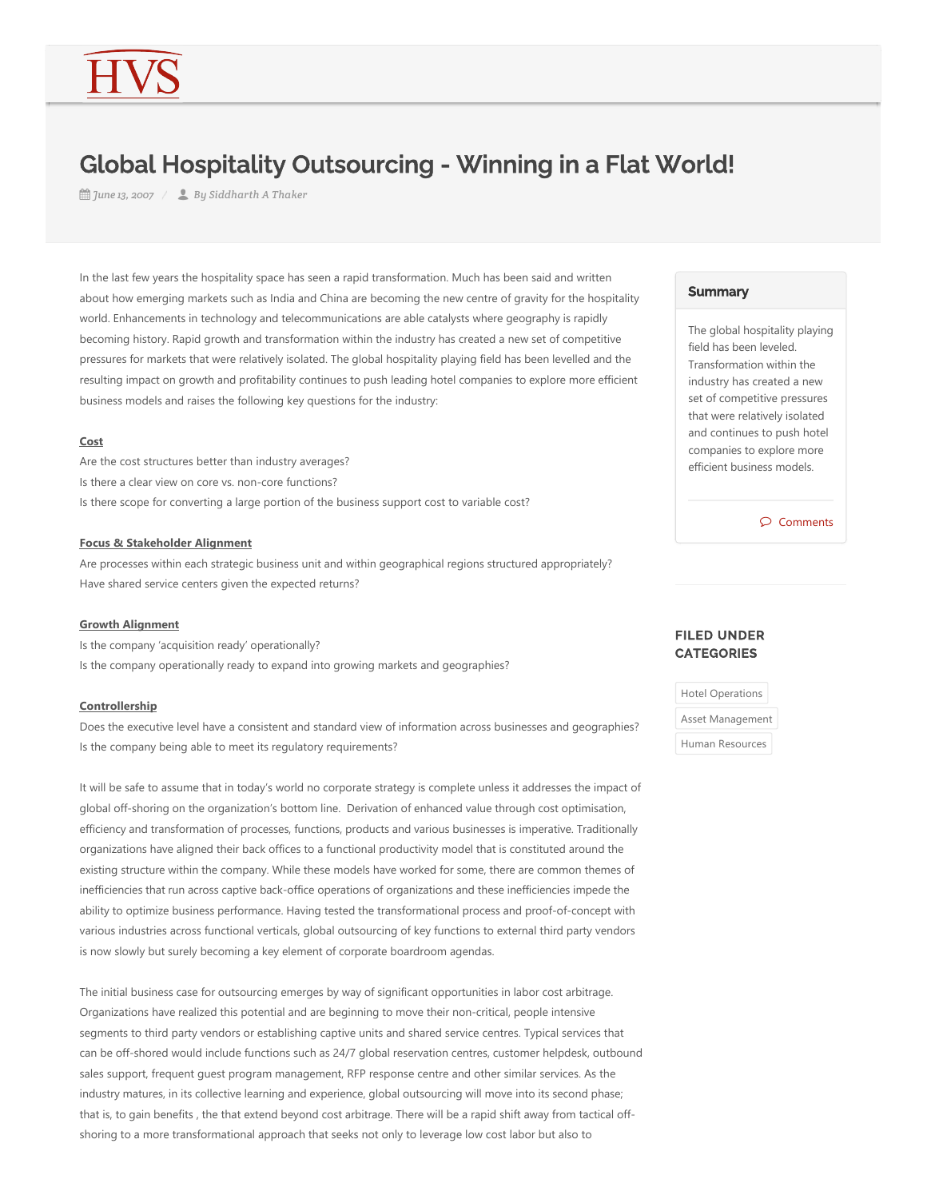HVS

# Global Hospitality Outsourcing - Winning in a Flat World!

June 13, 2007 / By Siddharth A Thaker

In the last few years the hospitality space has seen a rapid transformation. Much has been said and written about how emerging markets such as India and China are becoming the new centre of gravity for the hospitality world. Enhancements in technology and telecommunications are able catalysts where geography is rapidly becoming history. Rapid growth and transformation within the industry has created a new set of competitive pressures for markets that were relatively isolated. The global hospitality playing field has been levelled and the resulting impact on growth and profitability continues to push leading hotel companies to explore more efficient business models and raises the following key questions for the industry:

**Cost**

Are the cost structures better than industry averages?
Is there a clear view on core vs. non-core functions?
Is there scope for converting a large portion of the business support cost to variable cost?

**Focus & Stakeholder Alignment**

Are processes within each strategic business unit and within geographical regions structured appropriately?
Have shared service centers given the expected returns?

**Growth Alignment**

Is the company 'acquisition ready' operationally?
Is the company operationally ready to expand into growing markets and geographies?

**Controllership**

Does the executive level have a consistent and standard view of information across businesses and geographies?
Is the company being able to meet its regulatory requirements?

It will be safe to assume that in today's world no corporate strategy is complete unless it addresses the impact of global off-shoring on the organization's bottom line. Derivation of enhanced value through cost optimisation, efficiency and transformation of processes, functions, products and various businesses is imperative. Traditionally organizations have aligned their back offices to a functional productivity model that is constituted around the existing structure within the company. While these models have worked for some, there are common themes of inefficiencies that run across captive back-office operations of organizations and these inefficiencies impede the ability to optimize business performance. Having tested the transformational process and proof-of-concept with various industries across functional verticals, global outsourcing of key functions to external third party vendors is now slowly but surely becoming a key element of corporate boardroom agendas.

The initial business case for outsourcing emerges by way of significant opportunities in labor cost arbitrage. Organizations have realized this potential and are beginning to move their non-critical, people intensive segments to third party vendors or establishing captive units and shared service centres. Typical services that can be off-shored would include functions such as 24/7 global reservation centres, customer helpdesk, outbound sales support, frequent guest program management, RFP response centre and other similar services. As the industry matures, in its collective learning and experience, global outsourcing will move into its second phase; that is, to gain benefits , the that extend beyond cost arbitrage. There will be a rapid shift away from tactical off-shoring to a more transformational approach that seeks not only to leverage low cost labor but also to

**Summary**

The global hospitality playing field has been leveled. Transformation within the industry has created a new set of competitive pressures that were relatively isolated and continues to push hotel companies to explore more efficient business models.

Comments

**FILED UNDER CATEGORIES**

Hotel Operations

Asset Management

Human Resources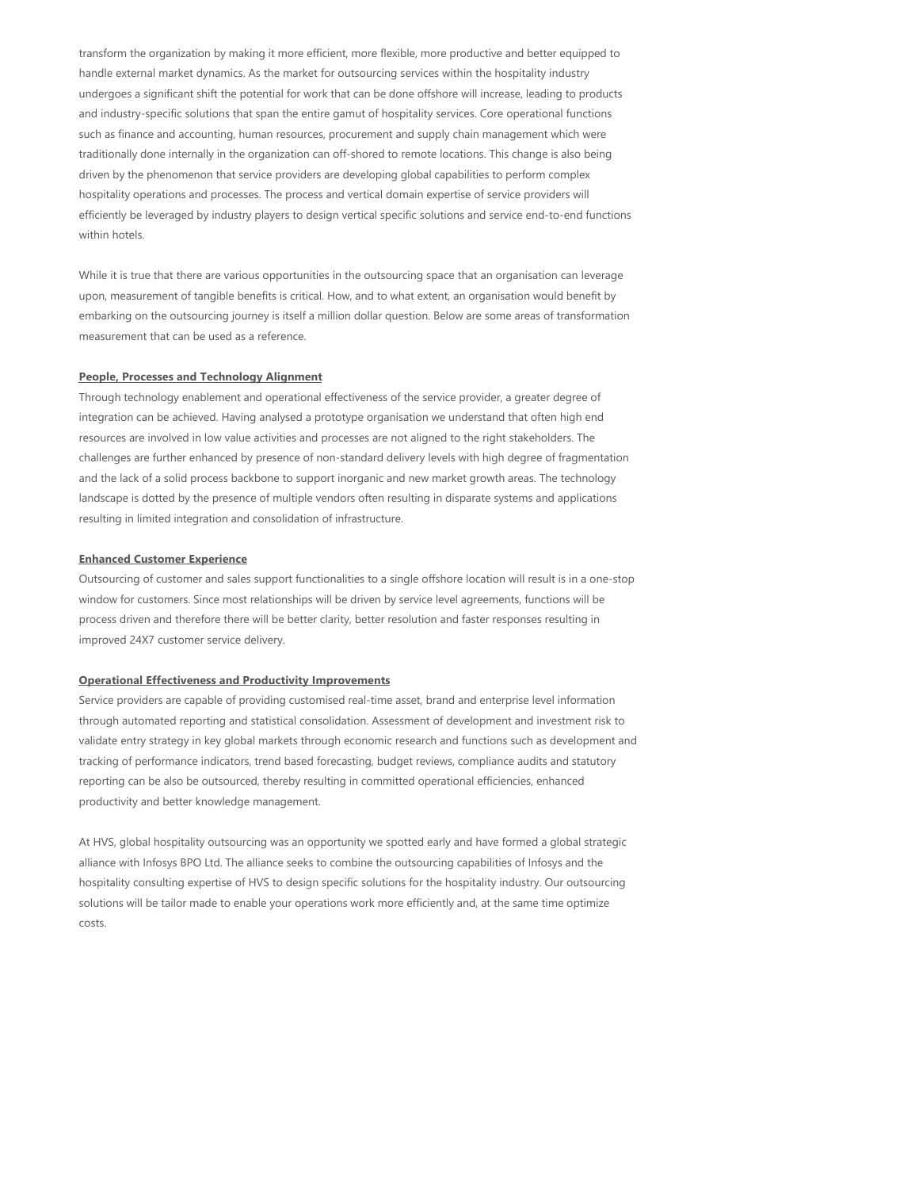transform the organization by making it more efficient, more flexible, more productive and better equipped to handle external market dynamics. As the market for outsourcing services within the hospitality industry undergoes a significant shift the potential for work that can be done offshore will increase, leading to products and industry-specific solutions that span the entire gamut of hospitality services. Core operational functions such as finance and accounting, human resources, procurement and supply chain management which were traditionally done internally in the organization can off-shored to remote locations. This change is also being driven by the phenomenon that service providers are developing global capabilities to perform complex hospitality operations and processes. The process and vertical domain expertise of service providers will efficiently be leveraged by industry players to design vertical specific solutions and service end-to-end functions within hotels.

While it is true that there are various opportunities in the outsourcing space that an organisation can leverage upon, measurement of tangible benefits is critical. How, and to what extent, an organisation would benefit by embarking on the outsourcing journey is itself a million dollar question. Below are some areas of transformation measurement that can be used as a reference.

**People, Processes and Technology Alignment**

Through technology enablement and operational effectiveness of the service provider, a greater degree of integration can be achieved. Having analysed a prototype organisation we understand that often high end resources are involved in low value activities and processes are not aligned to the right stakeholders. The challenges are further enhanced by presence of non-standard delivery levels with high degree of fragmentation and the lack of a solid process backbone to support inorganic and new market growth areas. The technology landscape is dotted by the presence of multiple vendors often resulting in disparate systems and applications resulting in limited integration and consolidation of infrastructure.

**Enhanced Customer Experience**

Outsourcing of customer and sales support functionalities to a single offshore location will result is in a one-stop window for customers. Since most relationships will be driven by service level agreements, functions will be process driven and therefore there will be better clarity, better resolution and faster responses resulting in improved 24X7 customer service delivery.

**Operational Effectiveness and Productivity Improvements**

Service providers are capable of providing customised real-time asset, brand and enterprise level information through automated reporting and statistical consolidation. Assessment of development and investment risk to validate entry strategy in key global markets through economic research and functions such as development and tracking of performance indicators, trend based forecasting, budget reviews, compliance audits and statutory reporting can be also be outsourced, thereby resulting in committed operational efficiencies, enhanced productivity and better knowledge management.

At HVS, global hospitality outsourcing was an opportunity we spotted early and have formed a global strategic alliance with Infosys BPO Ltd. The alliance seeks to combine the outsourcing capabilities of Infosys and the hospitality consulting expertise of HVS to design specific solutions for the hospitality industry. Our outsourcing solutions will be tailor made to enable your operations work more efficiently and, at the same time optimize costs.